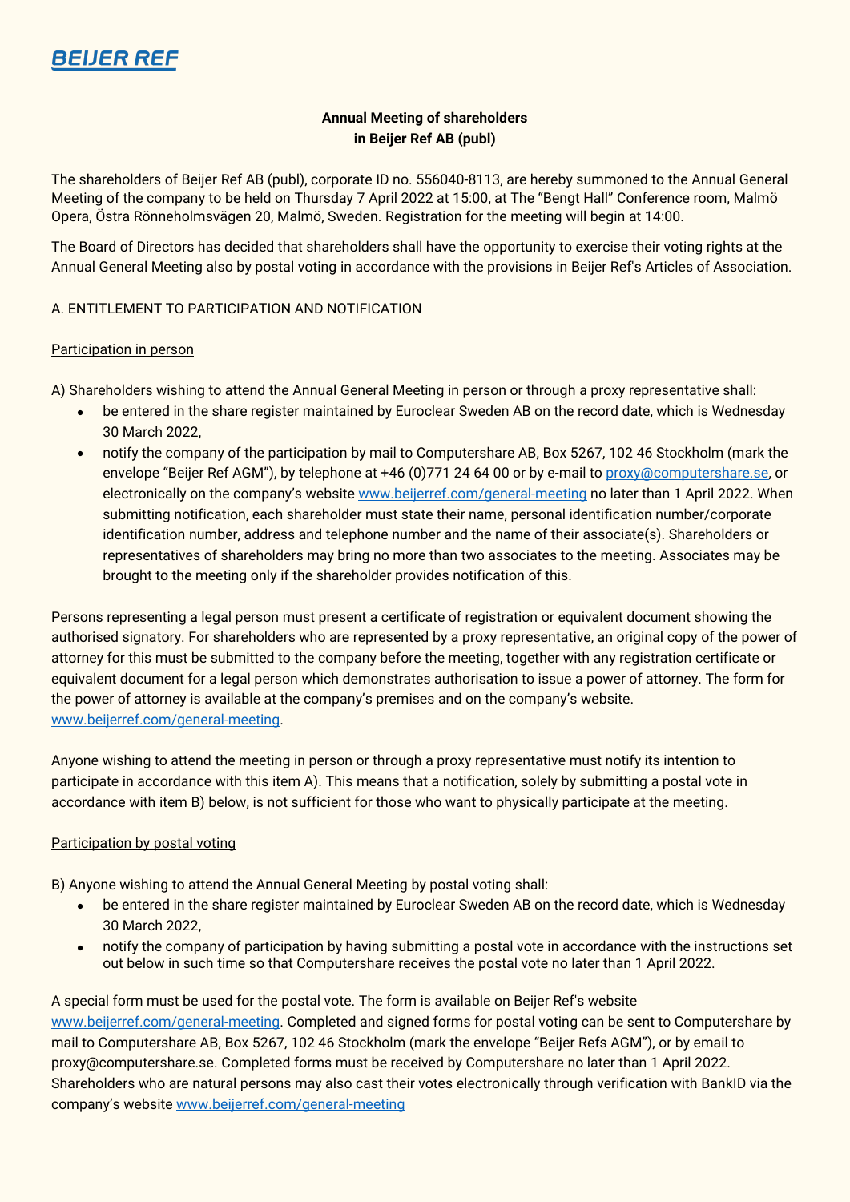BEIJER REF

# Annual Meeting of shareholders in Beijer Ref AB (publ)

The shareholders of Beijer Ref AB (publ), corporate ID no. 556040-8113, are hereby summoned to the Annual General Meeting of the company to be held on Thursday 7 April 2022 at 15:00, at The "Bengt Hall" Conference room, Malmö Opera, Östra Rönneholmsvägen 20, Malmö, Sweden. Registration for the meeting will begin at 14:00.

The Board of Directors has decided that shareholders shall have the opportunity to exercise their voting rights at the Annual General Meeting also by postal voting in accordance with the provisions in Beijer Ref's Articles of Association.

## A. ENTITLEMENT TO PARTICIPATION AND NOTIFICATION

### Participation in person

A) Shareholders wishing to attend the Annual General Meeting in person or through a proxy representative shall:

- be entered in the share register maintained by Euroclear Sweden AB on the record date, which is Wednesday 30 March 2022,
- notify the company of the participation by mail to Computershare AB, Box 5267, 102 46 Stockholm (mark the envelope "Beijer Ref AGM"), by telephone at +46 (0)771 24 64 00 or by e-mail to proxy@computershare.se, or electronically on the company's website www.beijerref.com/general-meeting no later than 1 April 2022. When submitting notification, each shareholder must state their name, personal identification number/corporate identification number, address and telephone number and the name of their associate(s). Shareholders or representatives of shareholders may bring no more than two associates to the meeting. Associates may be brought to the meeting only if the shareholder provides notification of this.

Persons representing a legal person must present a certificate of registration or equivalent document showing the authorised signatory. For shareholders who are represented by a proxy representative, an original copy of the power of attorney for this must be submitted to the company before the meeting, together with any registration certificate or equivalent document for a legal person which demonstrates authorisation to issue a power of attorney. The form for the power of attorney is available at the company's premises and on the company's website. www.beijerref.com/general-meeting.

Anyone wishing to attend the meeting in person or through a proxy representative must notify its intention to participate in accordance with this item A). This means that a notification, solely by submitting a postal vote in accordance with item B) below, is not sufficient for those who want to physically participate at the meeting.

### Participation by postal voting

B) Anyone wishing to attend the Annual General Meeting by postal voting shall:

- be entered in the share register maintained by Euroclear Sweden AB on the record date, which is Wednesday 30 March 2022,
- notify the company of participation by having submitting a postal vote in accordance with the instructions set out below in such time so that Computershare receives the postal vote no later than 1 April 2022.

A special form must be used for the postal vote. The form is available on Beijer Ref's website www.beijerref.com/general-meeting. Completed and signed forms for postal voting can be sent to Computershare by mail to Computershare AB, Box 5267, 102 46 Stockholm (mark the envelope "Beijer Refs AGM"), or by email to proxy@computershare.se. Completed forms must be received by Computershare no later than 1 April 2022. Shareholders who are natural persons may also cast their votes electronically through verification with BankID via the company's website www.beijerref.com/general-meeting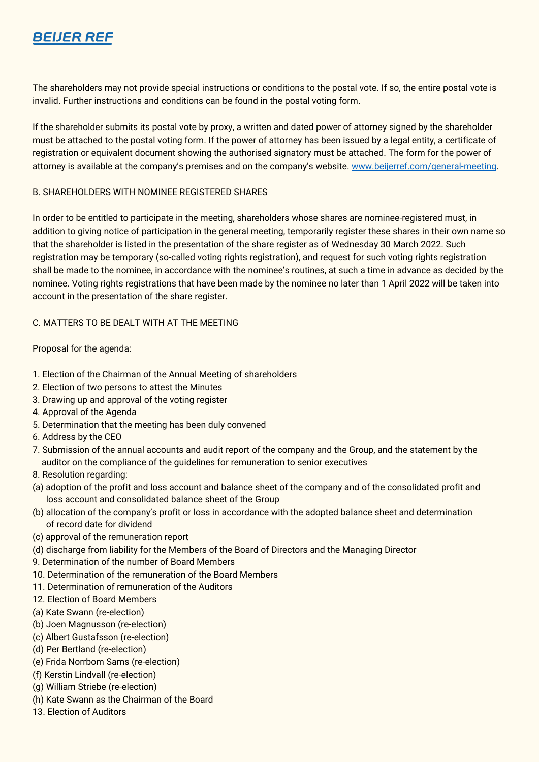The shareholders may not provide special instructions or conditions to the postal vote. If so, the entire postal vote is invalid. Further instructions and conditions can be found in the postal voting form.

If the shareholder submits its postal vote by proxy, a written and dated power of attorney signed by the shareholder must be attached to the postal voting form. If the power of attorney has been issued by a legal entity, a certificate of registration or equivalent document showing the authorised signatory must be attached. The form for the power of attorney is available at the company's premises and on the company's website. www.beijerref.com/general-meeting.

B. SHAREHOLDERS WITH NOMINEE REGISTERED SHARES

In order to be entitled to participate in the meeting, shareholders whose shares are nominee-registered must, in addition to giving notice of participation in the general meeting, temporarily register these shares in their own name so that the shareholder is listed in the presentation of the share register as of Wednesday 30 March 2022. Such registration may be temporary (so-called voting rights registration), and request for such voting rights registration shall be made to the nominee, in accordance with the nominee's routines, at such a time in advance as decided by the nominee. Voting rights registrations that have been made by the nominee no later than 1 April 2022 will be taken into account in the presentation of the share register.

C. MATTERS TO BE DEALT WITH AT THE MEETING

Proposal for the agenda:

1. Election of the Chairman of the Annual Meeting of shareholders
2. Election of two persons to attest the Minutes
3. Drawing up and approval of the voting register
4. Approval of the Agenda
5. Determination that the meeting has been duly convened
6. Address by the CEO
7. Submission of the annual accounts and audit report of the company and the Group, and the statement by the auditor on the compliance of the guidelines for remuneration to senior executives
8. Resolution regarding:

(a) adoption of the profit and loss account and balance sheet of the company and of the consolidated profit and loss account and consolidated balance sheet of the Group

(b) allocation of the company's profit or loss in accordance with the adopted balance sheet and determination of record date for dividend

(c) approval of the remuneration report

(d) discharge from liability for the Members of the Board of Directors and the Managing Director

9. Determination of the number of Board Members
10. Determination of the remuneration of the Board Members
11. Determination of remuneration of the Auditors
12. Election of Board Members

(a) Kate Swann (re-election)

(b) Joen Magnusson (re-election)

(c) Albert Gustafsson (re-election)

(d) Per Bertland (re-election)

(e) Frida Norrbom Sams (re-election)

(f) Kerstin Lindvall (re-election)

(g) William Striebe (re-election)

(h) Kate Swann as the Chairman of the Board

13. Election of Auditors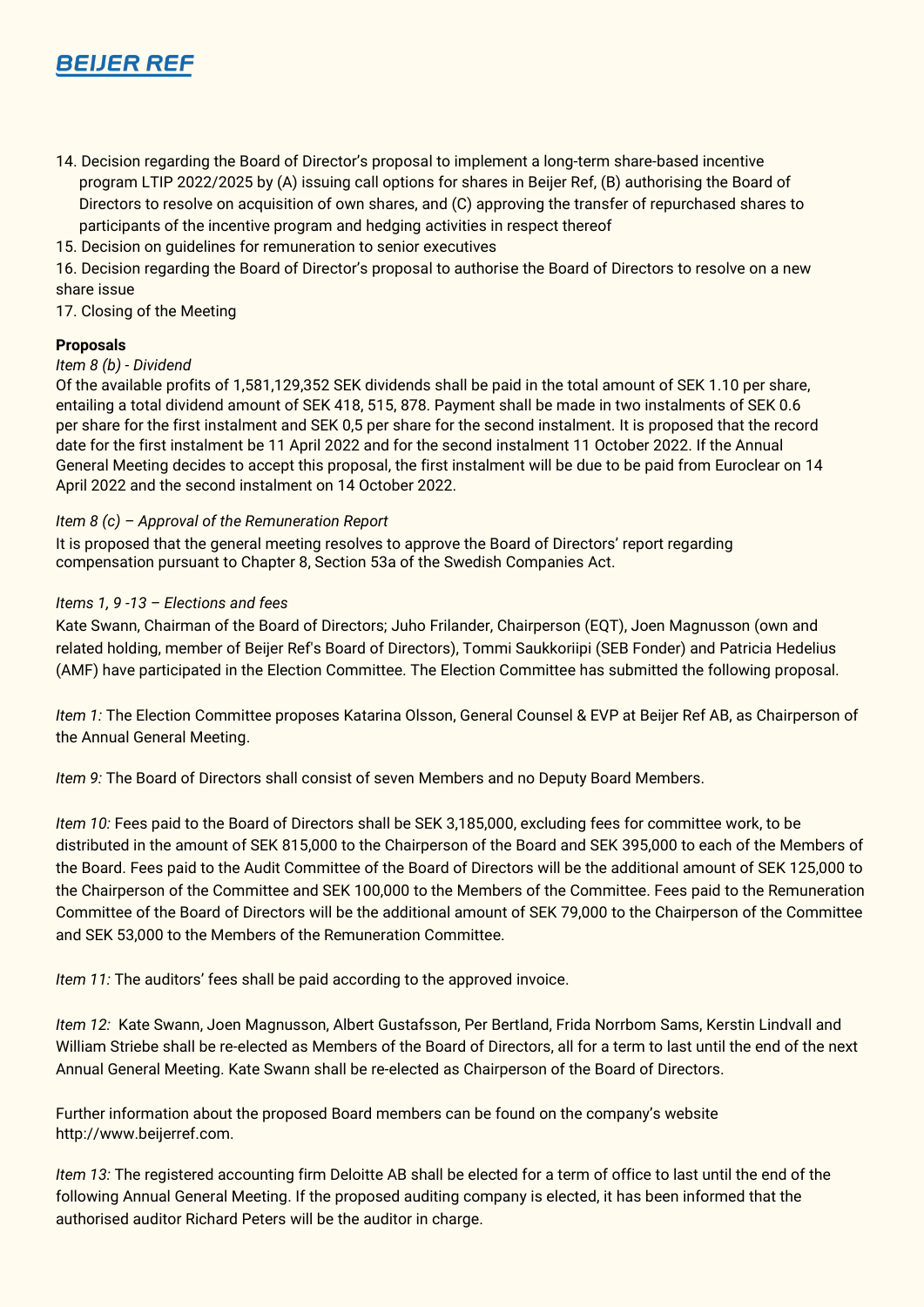14. Decision regarding the Board of Director's proposal to implement a long-term share-based incentive program LTIP 2022/2025 by (A) issuing call options for shares in Beijer Ref, (B) authorising the Board of Directors to resolve on acquisition of own shares, and (C) approving the transfer of repurchased shares to participants of the incentive program and hedging activities in respect thereof
15. Decision on guidelines for remuneration to senior executives
16. Decision regarding the Board of Director's proposal to authorise the Board of Directors to resolve on a new share issue
17. Closing of the Meeting

**Proposals**

*Item 8 (b) - Dividend*

Of the available profits of 1,581,129,352 SEK dividends shall be paid in the total amount of SEK 1.10 per share, entailing a total dividend amount of SEK 418, 515, 878. Payment shall be made in two instalments of SEK 0.6 per share for the first instalment and SEK 0,5 per share for the second instalment. It is proposed that the record date for the first instalment be 11 April 2022 and for the second instalment 11 October 2022. If the Annual General Meeting decides to accept this proposal, the first instalment will be due to be paid from Euroclear on 14 April 2022 and the second instalment on 14 October 2022.

*Item 8 (c) – Approval of the Remuneration Report*

It is proposed that the general meeting resolves to approve the Board of Directors' report regarding compensation pursuant to Chapter 8, Section 53a of the Swedish Companies Act.

*Items 1, 9 -13 – Elections and fees*

Kate Swann, Chairman of the Board of Directors; Juho Frilander, Chairperson (EQT), Joen Magnusson (own and related holding, member of Beijer Ref's Board of Directors), Tommi Saukkoriipi (SEB Fonder) and Patricia Hedelius (AMF) have participated in the Election Committee. The Election Committee has submitted the following proposal.

*Item 1:* The Election Committee proposes Katarina Olsson, General Counsel & EVP at Beijer Ref AB, as Chairperson of the Annual General Meeting.

*Item 9:* The Board of Directors shall consist of seven Members and no Deputy Board Members.

*Item 10:* Fees paid to the Board of Directors shall be SEK 3,185,000, excluding fees for committee work, to be distributed in the amount of SEK 815,000 to the Chairperson of the Board and SEK 395,000 to each of the Members of the Board. Fees paid to the Audit Committee of the Board of Directors will be the additional amount of SEK 125,000 to the Chairperson of the Committee and SEK 100,000 to the Members of the Committee. Fees paid to the Remuneration Committee of the Board of Directors will be the additional amount of SEK 79,000 to the Chairperson of the Committee and SEK 53,000 to the Members of the Remuneration Committee.

*Item 11:* The auditors' fees shall be paid according to the approved invoice.

*Item 12:* Kate Swann, Joen Magnusson, Albert Gustafsson, Per Bertland, Frida Norrbom Sams, Kerstin Lindvall and William Striebe shall be re-elected as Members of the Board of Directors, all for a term to last until the end of the next Annual General Meeting. Kate Swann shall be re-elected as Chairperson of the Board of Directors.

Further information about the proposed Board members can be found on the company's website http://www.beijerref.com.

*Item 13:* The registered accounting firm Deloitte AB shall be elected for a term of office to last until the end of the following Annual General Meeting. If the proposed auditing company is elected, it has been informed that the authorised auditor Richard Peters will be the auditor in charge.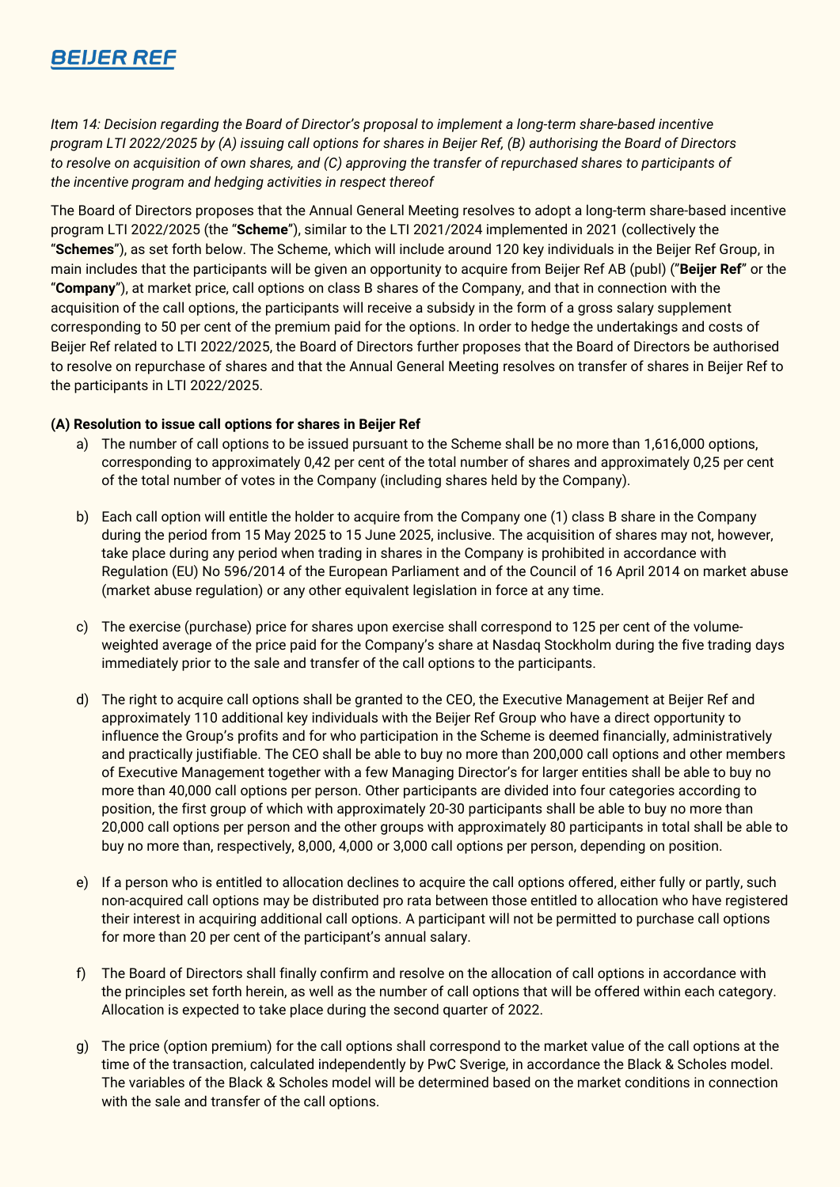*Item 14: Decision regarding the Board of Director's proposal to implement a long-term share-based incentive program LTI 2022/2025 by (A) issuing call options for shares in Beijer Ref, (B) authorising the Board of Directors to resolve on acquisition of own shares, and (C) approving the transfer of repurchased shares to participants of the incentive program and hedging activities in respect thereof*

The Board of Directors proposes that the Annual General Meeting resolves to adopt a long-term share-based incentive program LTI 2022/2025 (the "**Scheme**"), similar to the LTI 2021/2024 implemented in 2021 (collectively the "**Schemes**"), as set forth below. The Scheme, which will include around 120 key individuals in the Beijer Ref Group, in main includes that the participants will be given an opportunity to acquire from Beijer Ref AB (publ) ("**Beijer Ref**" or the "**Company**"), at market price, call options on class B shares of the Company, and that in connection with the acquisition of the call options, the participants will receive a subsidy in the form of a gross salary supplement corresponding to 50 per cent of the premium paid for the options. In order to hedge the undertakings and costs of Beijer Ref related to LTI 2022/2025, the Board of Directors further proposes that the Board of Directors be authorised to resolve on repurchase of shares and that the Annual General Meeting resolves on transfer of shares in Beijer Ref to the participants in LTI 2022/2025.

**(A) Resolution to issue call options for shares in Beijer Ref**

a) The number of call options to be issued pursuant to the Scheme shall be no more than 1,616,000 options, corresponding to approximately 0,42 per cent of the total number of shares and approximately 0,25 per cent of the total number of votes in the Company (including shares held by the Company).

b) Each call option will entitle the holder to acquire from the Company one (1) class B share in the Company during the period from 15 May 2025 to 15 June 2025, inclusive. The acquisition of shares may not, however, take place during any period when trading in shares in the Company is prohibited in accordance with Regulation (EU) No 596/2014 of the European Parliament and of the Council of 16 April 2014 on market abuse (market abuse regulation) or any other equivalent legislation in force at any time.

c) The exercise (purchase) price for shares upon exercise shall correspond to 125 per cent of the volume-weighted average of the price paid for the Company's share at Nasdaq Stockholm during the five trading days immediately prior to the sale and transfer of the call options to the participants.

d) The right to acquire call options shall be granted to the CEO, the Executive Management at Beijer Ref and approximately 110 additional key individuals with the Beijer Ref Group who have a direct opportunity to influence the Group's profits and for who participation in the Scheme is deemed financially, administratively and practically justifiable. The CEO shall be able to buy no more than 200,000 call options and other members of Executive Management together with a few Managing Director's for larger entities shall be able to buy no more than 40,000 call options per person. Other participants are divided into four categories according to position, the first group of which with approximately 20-30 participants shall be able to buy no more than 20,000 call options per person and the other groups with approximately 80 participants in total shall be able to buy no more than, respectively, 8,000, 4,000 or 3,000 call options per person, depending on position.

e) If a person who is entitled to allocation declines to acquire the call options offered, either fully or partly, such non-acquired call options may be distributed pro rata between those entitled to allocation who have registered their interest in acquiring additional call options. A participant will not be permitted to purchase call options for more than 20 per cent of the participant's annual salary.

f) The Board of Directors shall finally confirm and resolve on the allocation of call options in accordance with the principles set forth herein, as well as the number of call options that will be offered within each category. Allocation is expected to take place during the second quarter of 2022.

g) The price (option premium) for the call options shall correspond to the market value of the call options at the time of the transaction, calculated independently by PwC Sverige, in accordance the Black & Scholes model. The variables of the Black & Scholes model will be determined based on the market conditions in connection with the sale and transfer of the call options.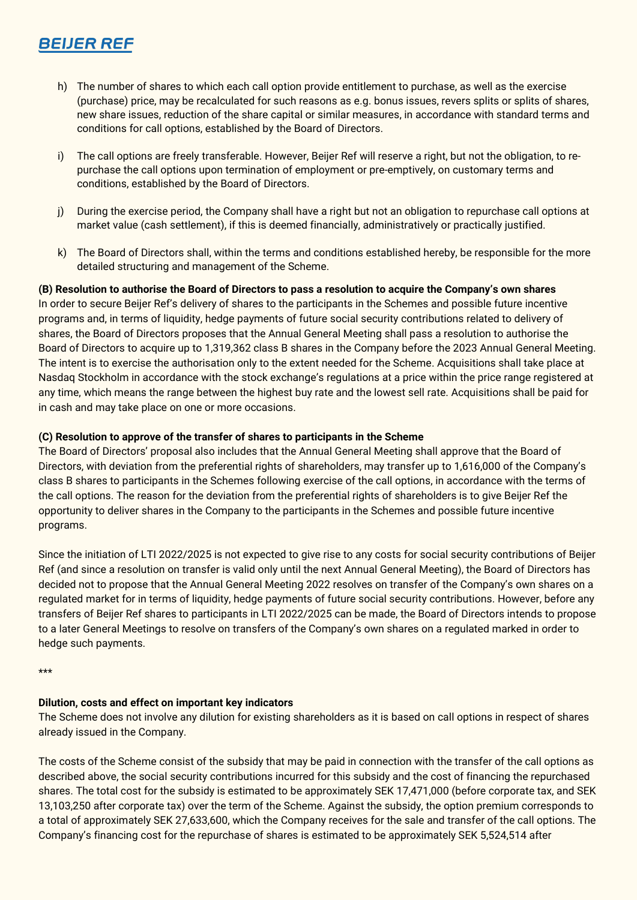h) The number of shares to which each call option provide entitlement to purchase, as well as the exercise (purchase) price, may be recalculated for such reasons as e.g. bonus issues, revers splits or splits of shares, new share issues, reduction of the share capital or similar measures, in accordance with standard terms and conditions for call options, established by the Board of Directors.

i) The call options are freely transferable. However, Beijer Ref will reserve a right, but not the obligation, to re-purchase the call options upon termination of employment or pre-emptively, on customary terms and conditions, established by the Board of Directors.

j) During the exercise period, the Company shall have a right but not an obligation to repurchase call options at market value (cash settlement), if this is deemed financially, administratively or practically justified.

k) The Board of Directors shall, within the terms and conditions established hereby, be responsible for the more detailed structuring and management of the Scheme.

**(B) Resolution to authorise the Board of Directors to pass a resolution to acquire the Company's own shares**
In order to secure Beijer Ref's delivery of shares to the participants in the Schemes and possible future incentive programs and, in terms of liquidity, hedge payments of future social security contributions related to delivery of shares, the Board of Directors proposes that the Annual General Meeting shall pass a resolution to authorise the Board of Directors to acquire up to 1,319,362 class B shares in the Company before the 2023 Annual General Meeting. The intent is to exercise the authorisation only to the extent needed for the Scheme. Acquisitions shall take place at Nasdaq Stockholm in accordance with the stock exchange's regulations at a price within the price range registered at any time, which means the range between the highest buy rate and the lowest sell rate. Acquisitions shall be paid for in cash and may take place on one or more occasions.

**(C) Resolution to approve of the transfer of shares to participants in the Scheme**
The Board of Directors' proposal also includes that the Annual General Meeting shall approve that the Board of Directors, with deviation from the preferential rights of shareholders, may transfer up to 1,616,000 of the Company's class B shares to participants in the Schemes following exercise of the call options, in accordance with the terms of the call options. The reason for the deviation from the preferential rights of shareholders is to give Beijer Ref the opportunity to deliver shares in the Company to the participants in the Schemes and possible future incentive programs.

Since the initiation of LTI 2022/2025 is not expected to give rise to any costs for social security contributions of Beijer Ref (and since a resolution on transfer is valid only until the next Annual General Meeting), the Board of Directors has decided not to propose that the Annual General Meeting 2022 resolves on transfer of the Company's own shares on a regulated market for in terms of liquidity, hedge payments of future social security contributions. However, before any transfers of Beijer Ref shares to participants in LTI 2022/2025 can be made, the Board of Directors intends to propose to a later General Meetings to resolve on transfers of the Company's own shares on a regulated marked in order to hedge such payments.

***

**Dilution, costs and effect on important key indicators**
The Scheme does not involve any dilution for existing shareholders as it is based on call options in respect of shares already issued in the Company.

The costs of the Scheme consist of the subsidy that may be paid in connection with the transfer of the call options as described above, the social security contributions incurred for this subsidy and the cost of financing the repurchased shares. The total cost for the subsidy is estimated to be approximately SEK 17,471,000 (before corporate tax, and SEK 13,103,250 after corporate tax) over the term of the Scheme. Against the subsidy, the option premium corresponds to a total of approximately SEK 27,633,600, which the Company receives for the sale and transfer of the call options. The Company's financing cost for the repurchase of shares is estimated to be approximately SEK 5,524,514 after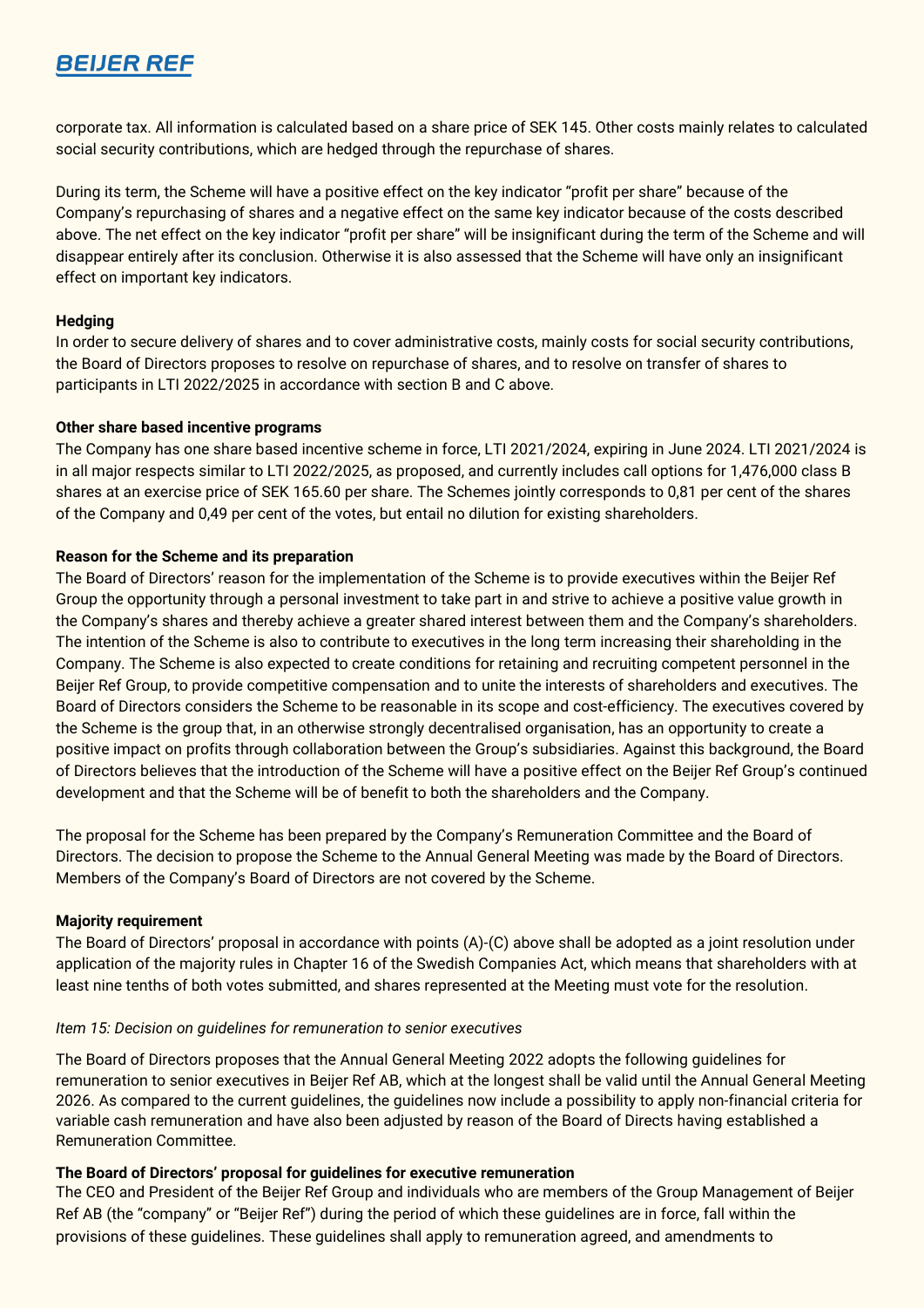corporate tax. All information is calculated based on a share price of SEK 145. Other costs mainly relates to calculated social security contributions, which are hedged through the repurchase of shares.

During its term, the Scheme will have a positive effect on the key indicator "profit per share" because of the Company's repurchasing of shares and a negative effect on the same key indicator because of the costs described above. The net effect on the key indicator "profit per share" will be insignificant during the term of the Scheme and will disappear entirely after its conclusion. Otherwise it is also assessed that the Scheme will have only an insignificant effect on important key indicators.

**Hedging**

In order to secure delivery of shares and to cover administrative costs, mainly costs for social security contributions, the Board of Directors proposes to resolve on repurchase of shares, and to resolve on transfer of shares to participants in LTI 2022/2025 in accordance with section B and C above.

**Other share based incentive programs**

The Company has one share based incentive scheme in force, LTI 2021/2024, expiring in June 2024. LTI 2021/2024 is in all major respects similar to LTI 2022/2025, as proposed, and currently includes call options for 1,476,000 class B shares at an exercise price of SEK 165.60 per share. The Schemes jointly corresponds to 0,81 per cent of the shares of the Company and 0,49 per cent of the votes, but entail no dilution for existing shareholders.

**Reason for the Scheme and its preparation**

The Board of Directors' reason for the implementation of the Scheme is to provide executives within the Beijer Ref Group the opportunity through a personal investment to take part in and strive to achieve a positive value growth in the Company's shares and thereby achieve a greater shared interest between them and the Company's shareholders. The intention of the Scheme is also to contribute to executives in the long term increasing their shareholding in the Company. The Scheme is also expected to create conditions for retaining and recruiting competent personnel in the Beijer Ref Group, to provide competitive compensation and to unite the interests of shareholders and executives. The Board of Directors considers the Scheme to be reasonable in its scope and cost-efficiency. The executives covered by the Scheme is the group that, in an otherwise strongly decentralised organisation, has an opportunity to create a positive impact on profits through collaboration between the Group's subsidiaries. Against this background, the Board of Directors believes that the introduction of the Scheme will have a positive effect on the Beijer Ref Group's continued development and that the Scheme will be of benefit to both the shareholders and the Company.

The proposal for the Scheme has been prepared by the Company's Remuneration Committee and the Board of Directors. The decision to propose the Scheme to the Annual General Meeting was made by the Board of Directors. Members of the Company's Board of Directors are not covered by the Scheme.

**Majority requirement**

The Board of Directors' proposal in accordance with points (A)-(C) above shall be adopted as a joint resolution under application of the majority rules in Chapter 16 of the Swedish Companies Act, which means that shareholders with at least nine tenths of both votes submitted, and shares represented at the Meeting must vote for the resolution.

*Item 15: Decision on guidelines for remuneration to senior executives*

The Board of Directors proposes that the Annual General Meeting 2022 adopts the following guidelines for remuneration to senior executives in Beijer Ref AB, which at the longest shall be valid until the Annual General Meeting 2026. As compared to the current guidelines, the guidelines now include a possibility to apply non-financial criteria for variable cash remuneration and have also been adjusted by reason of the Board of Directs having established a Remuneration Committee.

**The Board of Directors' proposal for guidelines for executive remuneration**

The CEO and President of the Beijer Ref Group and individuals who are members of the Group Management of Beijer Ref AB (the "company" or "Beijer Ref") during the period of which these guidelines are in force, fall within the provisions of these guidelines. These guidelines shall apply to remuneration agreed, and amendments to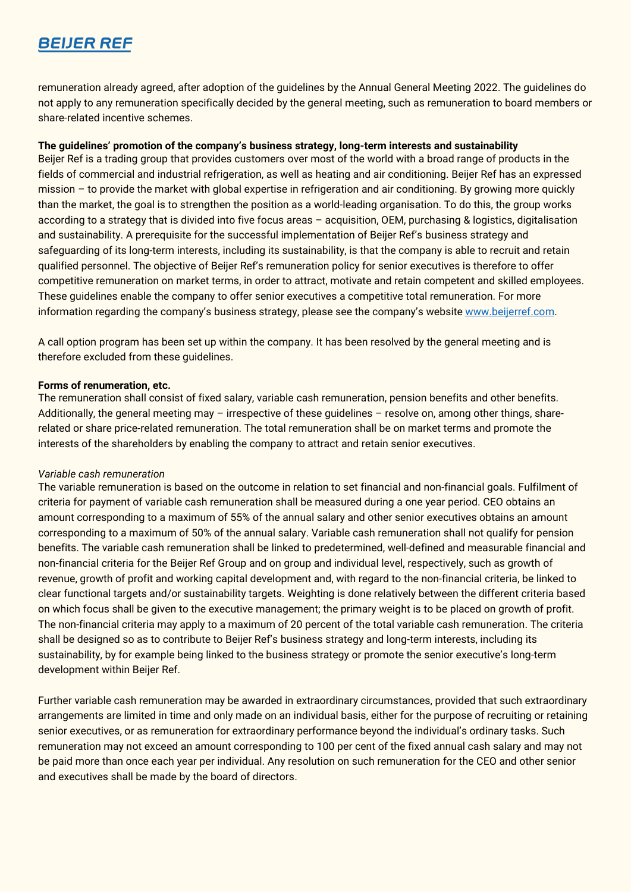remuneration already agreed, after adoption of the guidelines by the Annual General Meeting 2022. The guidelines do not apply to any remuneration specifically decided by the general meeting, such as remuneration to board members or share-related incentive schemes.

**The guidelines' promotion of the company's business strategy, long-term interests and sustainability**

Beijer Ref is a trading group that provides customers over most of the world with a broad range of products in the fields of commercial and industrial refrigeration, as well as heating and air conditioning. Beijer Ref has an expressed mission – to provide the market with global expertise in refrigeration and air conditioning. By growing more quickly than the market, the goal is to strengthen the position as a world-leading organisation. To do this, the group works according to a strategy that is divided into five focus areas – acquisition, OEM, purchasing & logistics, digitalisation and sustainability. A prerequisite for the successful implementation of Beijer Ref's business strategy and safeguarding of its long-term interests, including its sustainability, is that the company is able to recruit and retain qualified personnel. The objective of Beijer Ref's remuneration policy for senior executives is therefore to offer competitive remuneration on market terms, in order to attract, motivate and retain competent and skilled employees. These guidelines enable the company to offer senior executives a competitive total remuneration. For more information regarding the company's business strategy, please see the company's website www.beijerref.com.

A call option program has been set up within the company. It has been resolved by the general meeting and is therefore excluded from these guidelines.

**Forms of renumeration, etc.**

The remuneration shall consist of fixed salary, variable cash remuneration, pension benefits and other benefits. Additionally, the general meeting may – irrespective of these guidelines – resolve on, among other things, share-related or share price-related remuneration. The total remuneration shall be on market terms and promote the interests of the shareholders by enabling the company to attract and retain senior executives.

*Variable cash remuneration*

The variable remuneration is based on the outcome in relation to set financial and non-financial goals. Fulfilment of criteria for payment of variable cash remuneration shall be measured during a one year period. CEO obtains an amount corresponding to a maximum of 55% of the annual salary and other senior executives obtains an amount corresponding to a maximum of 50% of the annual salary. Variable cash remuneration shall not qualify for pension benefits. The variable cash remuneration shall be linked to predetermined, well-defined and measurable financial and non-financial criteria for the Beijer Ref Group and on group and individual level, respectively, such as growth of revenue, growth of profit and working capital development and, with regard to the non-financial criteria, be linked to clear functional targets and/or sustainability targets. Weighting is done relatively between the different criteria based on which focus shall be given to the executive management; the primary weight is to be placed on growth of profit. The non-financial criteria may apply to a maximum of 20 percent of the total variable cash remuneration. The criteria shall be designed so as to contribute to Beijer Ref's business strategy and long-term interests, including its sustainability, by for example being linked to the business strategy or promote the senior executive's long-term development within Beijer Ref.

Further variable cash remuneration may be awarded in extraordinary circumstances, provided that such extraordinary arrangements are limited in time and only made on an individual basis, either for the purpose of recruiting or retaining senior executives, or as remuneration for extraordinary performance beyond the individual's ordinary tasks. Such remuneration may not exceed an amount corresponding to 100 per cent of the fixed annual cash salary and may not be paid more than once each year per individual. Any resolution on such remuneration for the CEO and other senior and executives shall be made by the board of directors.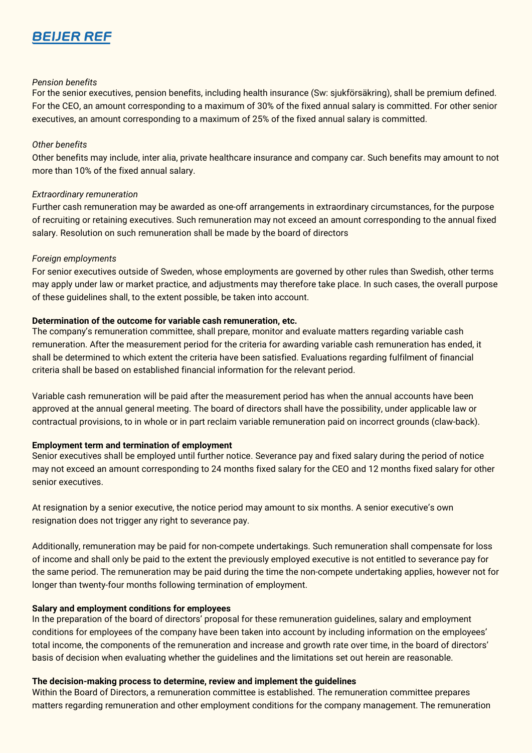*Pension benefits*
For the senior executives, pension benefits, including health insurance (Sw: sjukförsäkring), shall be premium defined. For the CEO, an amount corresponding to a maximum of 30% of the fixed annual salary is committed. For other senior executives, an amount corresponding to a maximum of 25% of the fixed annual salary is committed.

*Other benefits*
Other benefits may include, inter alia, private healthcare insurance and company car. Such benefits may amount to not more than 10% of the fixed annual salary.

*Extraordinary remuneration*
Further cash remuneration may be awarded as one-off arrangements in extraordinary circumstances, for the purpose of recruiting or retaining executives. Such remuneration may not exceed an amount corresponding to the annual fixed salary. Resolution on such remuneration shall be made by the board of directors

*Foreign employments*
For senior executives outside of Sweden, whose employments are governed by other rules than Swedish, other terms may apply under law or market practice, and adjustments may therefore take place. In such cases, the overall purpose of these guidelines shall, to the extent possible, be taken into account.

**Determination of the outcome for variable cash remuneration, etc.**
The company's remuneration committee, shall prepare, monitor and evaluate matters regarding variable cash remuneration. After the measurement period for the criteria for awarding variable cash remuneration has ended, it shall be determined to which extent the criteria have been satisfied. Evaluations regarding fulfilment of financial criteria shall be based on established financial information for the relevant period.

Variable cash remuneration will be paid after the measurement period has when the annual accounts have been approved at the annual general meeting. The board of directors shall have the possibility, under applicable law or contractual provisions, to in whole or in part reclaim variable remuneration paid on incorrect grounds (claw-back).

**Employment term and termination of employment**
Senior executives shall be employed until further notice. Severance pay and fixed salary during the period of notice may not exceed an amount corresponding to 24 months fixed salary for the CEO and 12 months fixed salary for other senior executives.

At resignation by a senior executive, the notice period may amount to six months. A senior executive's own resignation does not trigger any right to severance pay.

Additionally, remuneration may be paid for non-compete undertakings. Such remuneration shall compensate for loss of income and shall only be paid to the extent the previously employed executive is not entitled to severance pay for the same period. The remuneration may be paid during the time the non-compete undertaking applies, however not for longer than twenty-four months following termination of employment.

**Salary and employment conditions for employees**
In the preparation of the board of directors' proposal for these remuneration guidelines, salary and employment conditions for employees of the company have been taken into account by including information on the employees' total income, the components of the remuneration and increase and growth rate over time, in the board of directors' basis of decision when evaluating whether the guidelines and the limitations set out herein are reasonable.

**The decision-making process to determine, review and implement the guidelines**
Within the Board of Directors, a remuneration committee is established. The remuneration committee prepares matters regarding remuneration and other employment conditions for the company management. The remuneration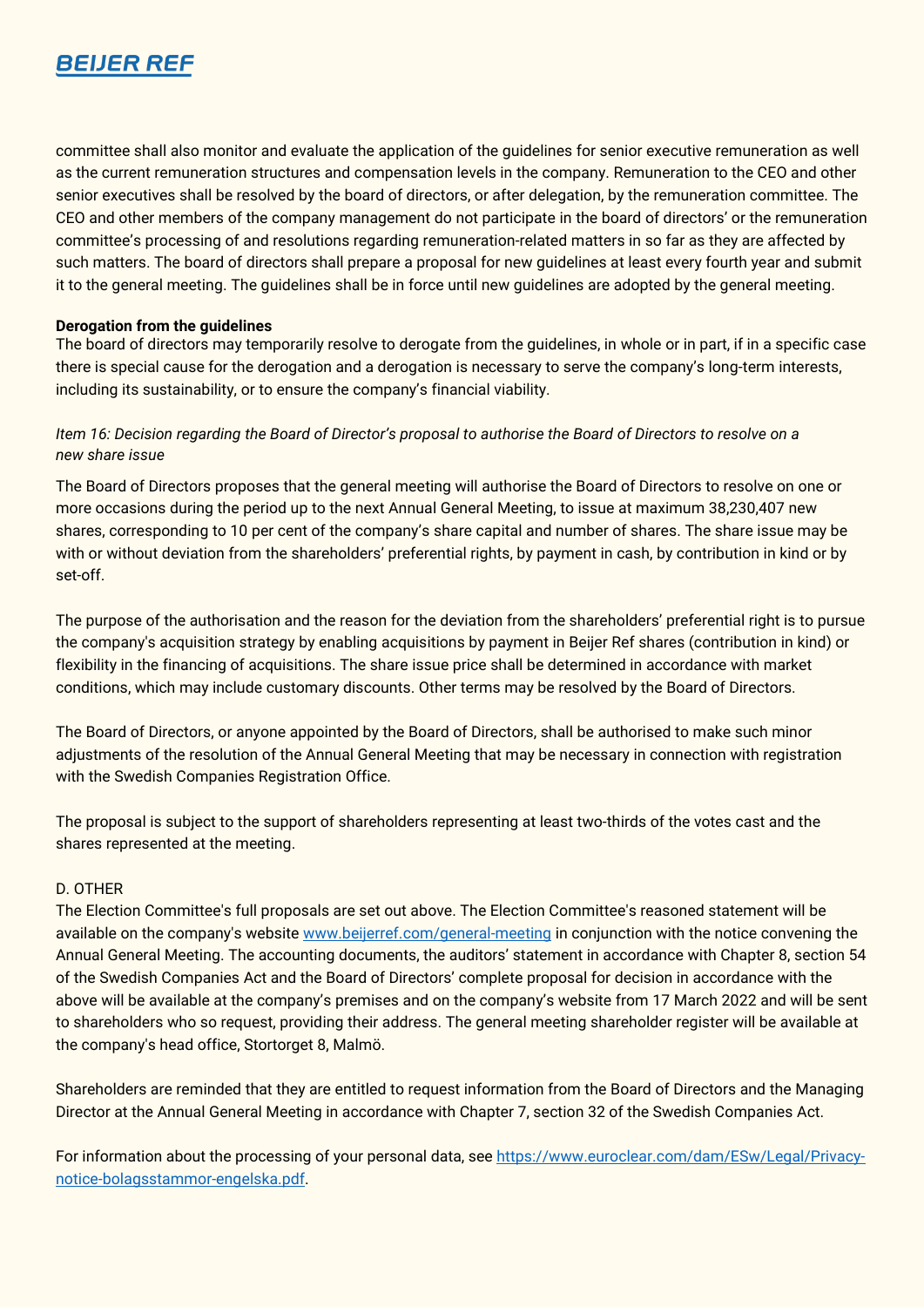committee shall also monitor and evaluate the application of the guidelines for senior executive remuneration as well as the current remuneration structures and compensation levels in the company. Remuneration to the CEO and other senior executives shall be resolved by the board of directors, or after delegation, by the remuneration committee. The CEO and other members of the company management do not participate in the board of directors' or the remuneration committee's processing of and resolutions regarding remuneration-related matters in so far as they are affected by such matters. The board of directors shall prepare a proposal for new guidelines at least every fourth year and submit it to the general meeting. The guidelines shall be in force until new guidelines are adopted by the general meeting.

**Derogation from the guidelines**
The board of directors may temporarily resolve to derogate from the guidelines, in whole or in part, if in a specific case there is special cause for the derogation and a derogation is necessary to serve the company's long-term interests, including its sustainability, or to ensure the company's financial viability.

*Item 16: Decision regarding the Board of Director's proposal to authorise the Board of Directors to resolve on a new share issue*

The Board of Directors proposes that the general meeting will authorise the Board of Directors to resolve on one or more occasions during the period up to the next Annual General Meeting, to issue at maximum 38,230,407 new shares, corresponding to 10 per cent of the company's share capital and number of shares. The share issue may be with or without deviation from the shareholders' preferential rights, by payment in cash, by contribution in kind or by set-off.

The purpose of the authorisation and the reason for the deviation from the shareholders' preferential right is to pursue the company's acquisition strategy by enabling acquisitions by payment in Beijer Ref shares (contribution in kind) or flexibility in the financing of acquisitions. The share issue price shall be determined in accordance with market conditions, which may include customary discounts. Other terms may be resolved by the Board of Directors.

The Board of Directors, or anyone appointed by the Board of Directors, shall be authorised to make such minor adjustments of the resolution of the Annual General Meeting that may be necessary in connection with registration with the Swedish Companies Registration Office.

The proposal is subject to the support of shareholders representing at least two-thirds of the votes cast and the shares represented at the meeting.

D. OTHER
The Election Committee's full proposals are set out above. The Election Committee's reasoned statement will be available on the company's website [www.beijerref.com/general-meeting](www.beijerref.com/general-meeting) in conjunction with the notice convening the Annual General Meeting. The accounting documents, the auditors' statement in accordance with Chapter 8, section 54 of the Swedish Companies Act and the Board of Directors' complete proposal for decision in accordance with the above will be available at the company's premises and on the company's website from 17 March 2022 and will be sent to shareholders who so request, providing their address. The general meeting shareholder register will be available at the company's head office, Stortorget 8, Malmö.

Shareholders are reminded that they are entitled to request information from the Board of Directors and the Managing Director at the Annual General Meeting in accordance with Chapter 7, section 32 of the Swedish Companies Act.

For information about the processing of your personal data, see [https://www.euroclear.com/dam/ESw/Legal/Privacy-notice-bolagsstammor-engelska.pdf](https://www.euroclear.com/dam/ESw/Legal/Privacy-notice-bolagsstammor-engelska.pdf).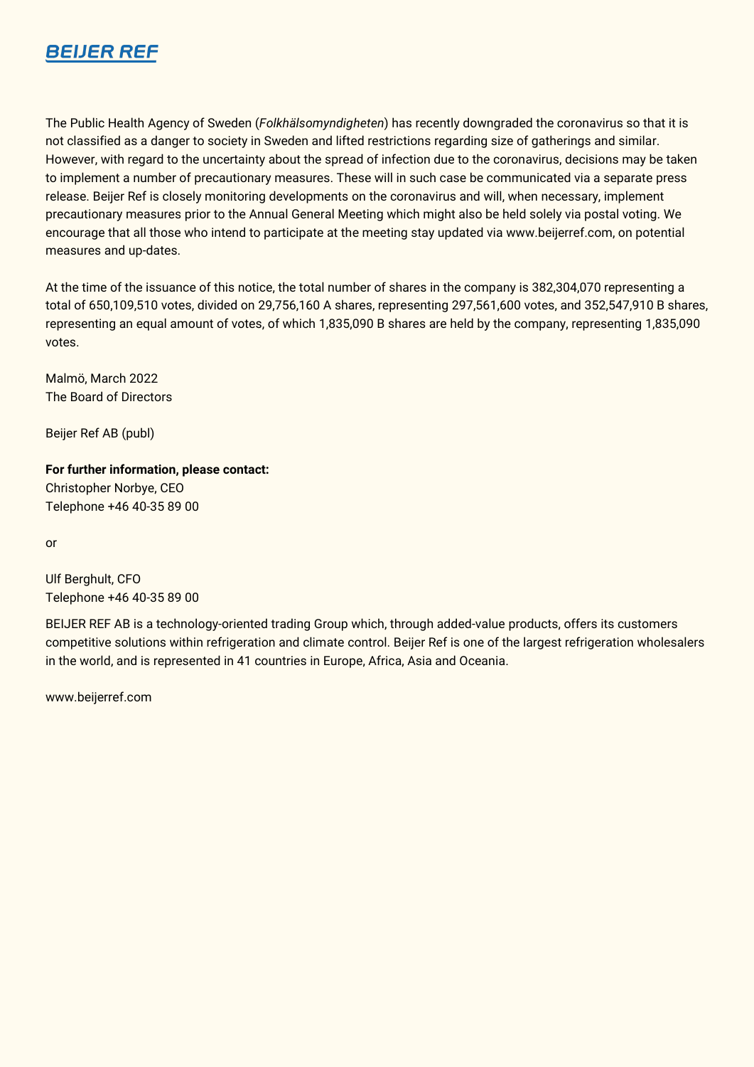The Public Health Agency of Sweden (*Folkhälsomyndigheten*) has recently downgraded the coronavirus so that it is not classified as a danger to society in Sweden and lifted restrictions regarding size of gatherings and similar. However, with regard to the uncertainty about the spread of infection due to the coronavirus, decisions may be taken to implement a number of precautionary measures. These will in such case be communicated via a separate press release. Beijer Ref is closely monitoring developments on the coronavirus and will, when necessary, implement precautionary measures prior to the Annual General Meeting which might also be held solely via postal voting. We encourage that all those who intend to participate at the meeting stay updated via www.beijerref.com, on potential measures and up-dates.

At the time of the issuance of this notice, the total number of shares in the company is 382,304,070 representing a total of 650,109,510 votes, divided on 29,756,160 A shares, representing 297,561,600 votes, and 352,547,910 B shares, representing an equal amount of votes, of which 1,835,090 B shares are held by the company, representing 1,835,090 votes.

Malmö, March 2022
The Board of Directors

Beijer Ref AB (publ)

**For further information, please contact:**
Christopher Norbye, CEO
Telephone +46 40-35 89 00

or

Ulf Berghult, CFO
Telephone +46 40-35 89 00

BEIJER REF AB is a technology-oriented trading Group which, through added-value products, offers its customers competitive solutions within refrigeration and climate control. Beijer Ref is one of the largest refrigeration wholesalers in the world, and is represented in 41 countries in Europe, Africa, Asia and Oceania.

www.beijerref.com